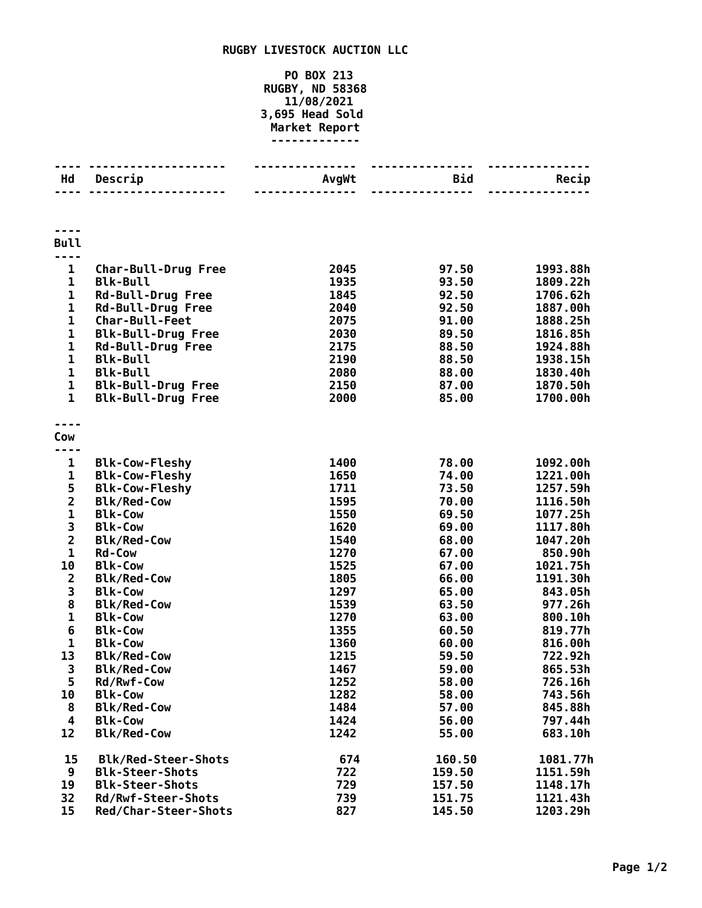# RUGBY LIVESTOCK AUCTION LLC

**PO BOX 213**
**RUGBY, ND 58368**
**11/08/2021**
**3,695 Head Sold**
**Market Report**

| Hd | Descrip | AvgWt | Bid | Recip |
|---|---|---|---|---|
| **Bull** | | | | |
| 1 | Char-Bull-Drug Free | 2045 | 97.50 | 1993.88h |
| 1 | Blk-Bull | 1935 | 93.50 | 1809.22h |
| 1 | Rd-Bull-Drug Free | 1845 | 92.50 | 1706.62h |
| 1 | Rd-Bull-Drug Free | 2040 | 92.50 | 1887.00h |
| 1 | Char-Bull-Feet | 2075 | 91.00 | 1888.25h |
| 1 | Blk-Bull-Drug Free | 2030 | 89.50 | 1816.85h |
| 1 | Rd-Bull-Drug Free | 2175 | 88.50 | 1924.88h |
| 1 | Blk-Bull | 2190 | 88.50 | 1938.15h |
| 1 | Blk-Bull | 2080 | 88.00 | 1830.40h |
| 1 | Blk-Bull-Drug Free | 2150 | 87.00 | 1870.50h |
| 1 | Blk-Bull-Drug Free | 2000 | 85.00 | 1700.00h |
| **Cow** | | | | |
| 1 | Blk-Cow-Fleshy | 1400 | 78.00 | 1092.00h |
| 1 | Blk-Cow-Fleshy | 1650 | 74.00 | 1221.00h |
| 5 | Blk-Cow-Fleshy | 1711 | 73.50 | 1257.59h |
| 2 | Blk/Red-Cow | 1595 | 70.00 | 1116.50h |
| 1 | Blk-Cow | 1550 | 69.50 | 1077.25h |
| 3 | Blk-Cow | 1620 | 69.00 | 1117.80h |
| 2 | Blk/Red-Cow | 1540 | 68.00 | 1047.20h |
| 1 | Rd-Cow | 1270 | 67.00 | 850.90h |
| 10 | Blk-Cow | 1525 | 67.00 | 1021.75h |
| 2 | Blk/Red-Cow | 1805 | 66.00 | 1191.30h |
| 3 | Blk-Cow | 1297 | 65.00 | 843.05h |
| 8 | Blk/Red-Cow | 1539 | 63.50 | 977.26h |
| 1 | Blk-Cow | 1270 | 63.00 | 800.10h |
| 6 | Blk-Cow | 1355 | 60.50 | 819.77h |
| 1 | Blk-Cow | 1360 | 60.00 | 816.00h |
| 13 | Blk/Red-Cow | 1215 | 59.50 | 722.92h |
| 3 | Blk/Red-Cow | 1467 | 59.00 | 865.53h |
| 5 | Rd/Rwf-Cow | 1252 | 58.00 | 726.16h |
| 10 | Blk-Cow | 1282 | 58.00 | 743.56h |
| 8 | Blk/Red-Cow | 1484 | 57.00 | 845.88h |
| 4 | Blk-Cow | 1424 | 56.00 | 797.44h |
| 12 | Blk/Red-Cow | 1242 | 55.00 | 683.10h |
| 15 | Blk/Red-Steer-Shots | 674 | 160.50 | 1081.77h |
| 9 | Blk-Steer-Shots | 722 | 159.50 | 1151.59h |
| 19 | Blk-Steer-Shots | 729 | 157.50 | 1148.17h |
| 32 | Rd/Rwf-Steer-Shots | 739 | 151.75 | 1121.43h |
| 15 | Red/Char-Steer-Shots | 827 | 145.50 | 1203.29h |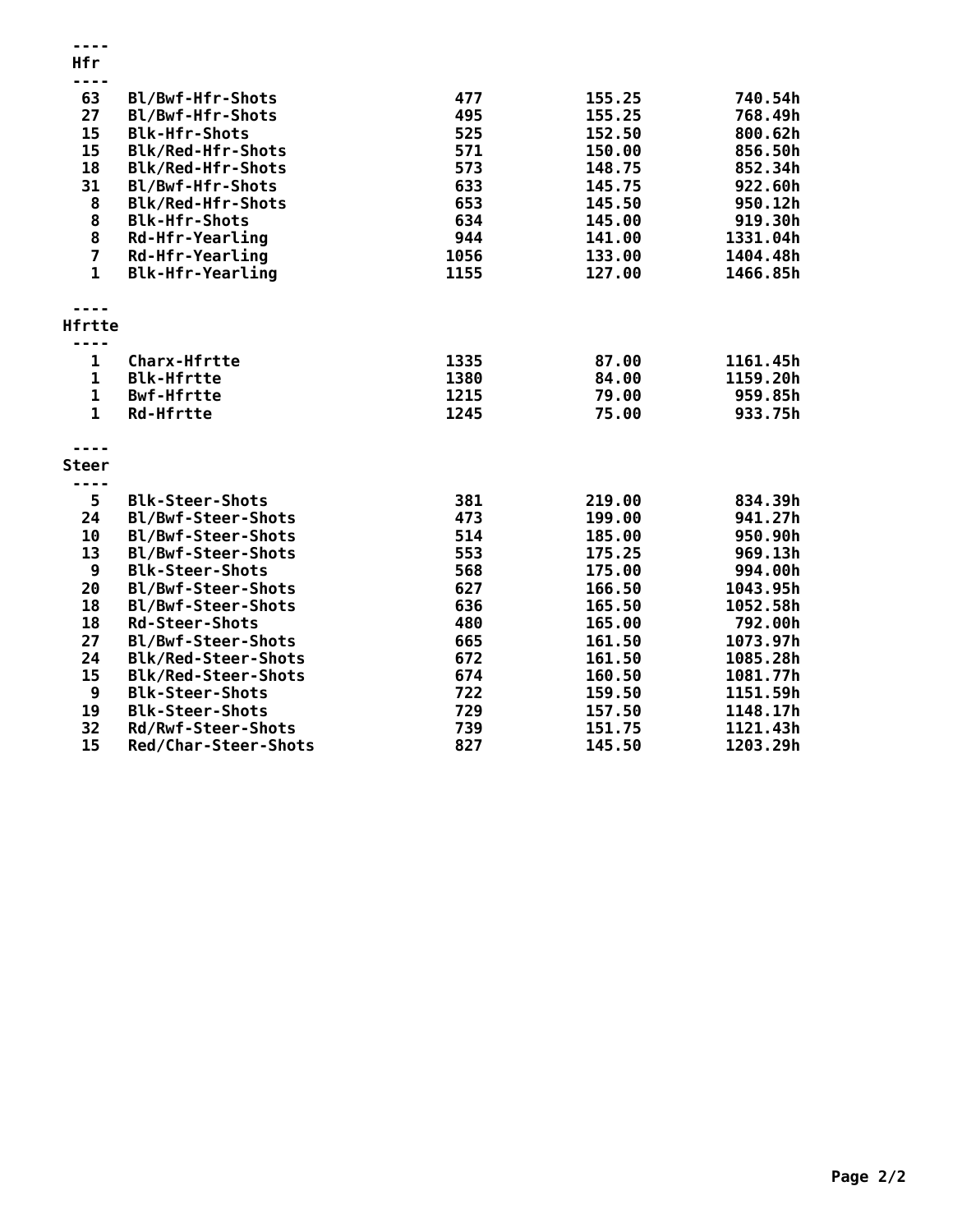**Hfr**

| | | | | |
|---|---|---|---|---|
| 63 | Bl/Bwf-Hfr-Shots | 477 | 155.25 | 740.54h |
| 27 | Bl/Bwf-Hfr-Shots | 495 | 155.25 | 768.49h |
| 15 | Blk-Hfr-Shots | 525 | 152.50 | 800.62h |
| 15 | Blk/Red-Hfr-Shots | 571 | 150.00 | 856.50h |
| 18 | Blk/Red-Hfr-Shots | 573 | 148.75 | 852.34h |
| 31 | Bl/Bwf-Hfr-Shots | 633 | 145.75 | 922.60h |
| 8 | Blk/Red-Hfr-Shots | 653 | 145.50 | 950.12h |
| 8 | Blk-Hfr-Shots | 634 | 145.00 | 919.30h |
| 8 | Rd-Hfr-Yearling | 944 | 141.00 | 1331.04h |
| 7 | Rd-Hfr-Yearling | 1056 | 133.00 | 1404.48h |
| 1 | Blk-Hfr-Yearling | 1155 | 127.00 | 1466.85h |

**Hfrtte**

| | | | | |
|---|---|---|---|---|
| 1 | Charx-Hfrtte | 1335 | 87.00 | 1161.45h |
| 1 | Blk-Hfrtte | 1380 | 84.00 | 1159.20h |
| 1 | Bwf-Hfrtte | 1215 | 79.00 | 959.85h |
| 1 | Rd-Hfrtte | 1245 | 75.00 | 933.75h |

**Steer**

| | | | | |
|---|---|---|---|---|
| 5 | Blk-Steer-Shots | 381 | 219.00 | 834.39h |
| 24 | Bl/Bwf-Steer-Shots | 473 | 199.00 | 941.27h |
| 10 | Bl/Bwf-Steer-Shots | 514 | 185.00 | 950.90h |
| 13 | Bl/Bwf-Steer-Shots | 553 | 175.25 | 969.13h |
| 9 | Blk-Steer-Shots | 568 | 175.00 | 994.00h |
| 20 | Bl/Bwf-Steer-Shots | 627 | 166.50 | 1043.95h |
| 18 | Bl/Bwf-Steer-Shots | 636 | 165.50 | 1052.58h |
| 18 | Rd-Steer-Shots | 480 | 165.00 | 792.00h |
| 27 | Bl/Bwf-Steer-Shots | 665 | 161.50 | 1073.97h |
| 24 | Blk/Red-Steer-Shots | 672 | 161.50 | 1085.28h |
| 15 | Blk/Red-Steer-Shots | 674 | 160.50 | 1081.77h |
| 9 | Blk-Steer-Shots | 722 | 159.50 | 1151.59h |
| 19 | Blk-Steer-Shots | 729 | 157.50 | 1148.17h |
| 32 | Rd/Rwf-Steer-Shots | 739 | 151.75 | 1121.43h |
| 15 | Red/Char-Steer-Shots | 827 | 145.50 | 1203.29h |